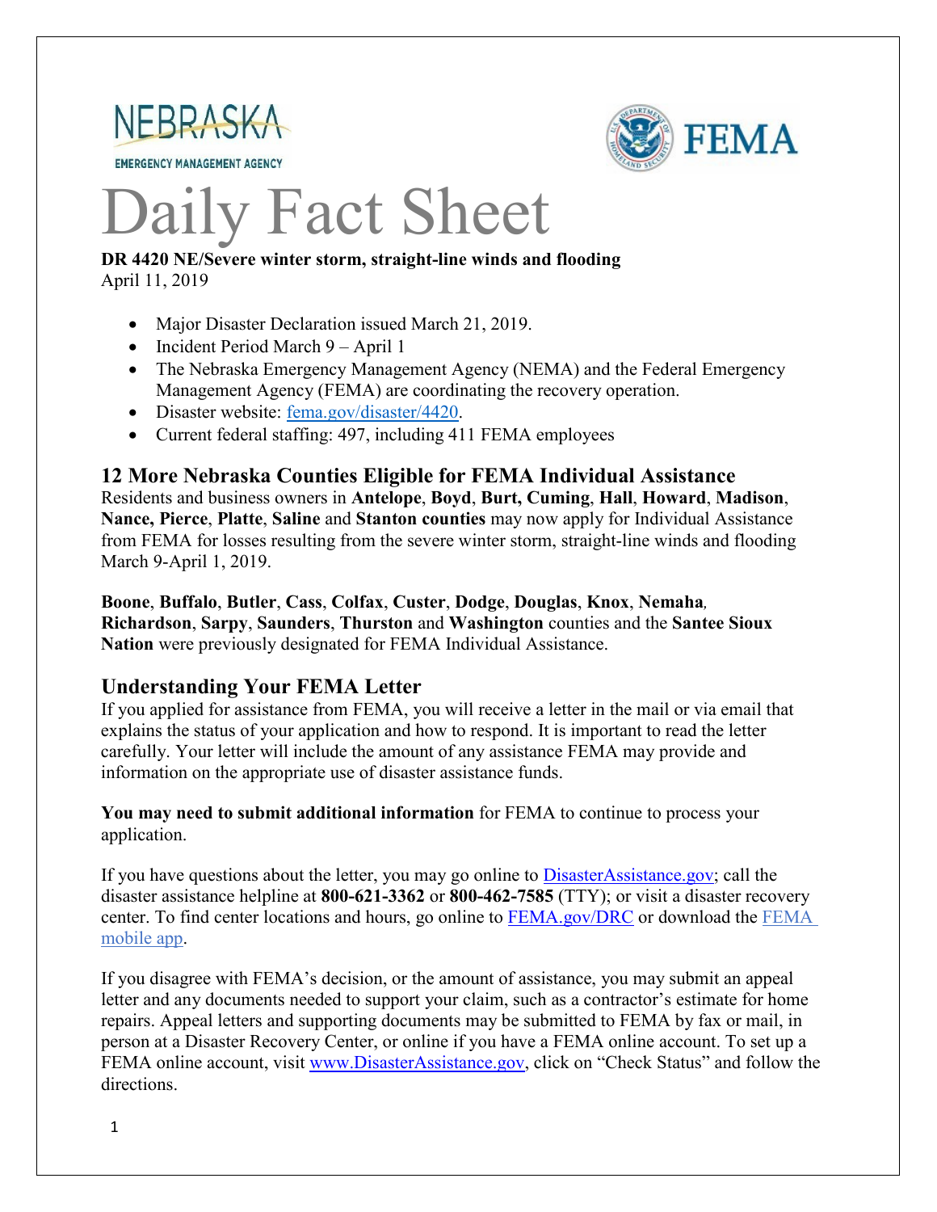NEBRASKA EMERGENCY MANAGEMENT AGENCY

FEMA

# Daily Fact Sheet

**DR 4420 NE/Severe winter storm, straight-line winds and flooding**
April 11, 2019

- Major Disaster Declaration issued March 21, 2019.
- Incident Period March 9 – April 1
- The Nebraska Emergency Management Agency (NEMA) and the Federal Emergency Management Agency (FEMA) are coordinating the recovery operation.
- Disaster website: [fema.gov/disaster/4420](fema.gov/disaster/4420).
- Current federal staffing: 497, including 411 FEMA employees

## 12 More Nebraska Counties Eligible for FEMA Individual Assistance

Residents and business owners in **Antelope**, **Boyd**, **Burt, Cuming**, **Hall**, **Howard**, **Madison**, **Nance, Pierce**, **Platte**, **Saline** and **Stanton counties** may now apply for Individual Assistance from FEMA for losses resulting from the severe winter storm, straight-line winds and flooding March 9-April 1, 2019.

**Boone**, **Buffalo**, **Butler**, **Cass**, **Colfax**, **Custer**, **Dodge**, **Douglas**, **Knox**, **Nemaha**, **Richardson**, **Sarpy**, **Saunders**, **Thurston** and **Washington** counties and the **Santee Sioux Nation** were previously designated for FEMA Individual Assistance.

## Understanding Your FEMA Letter

If you applied for assistance from FEMA, you will receive a letter in the mail or via email that explains the status of your application and how to respond. It is important to read the letter carefully. Your letter will include the amount of any assistance FEMA may provide and information on the appropriate use of disaster assistance funds.

**You may need to submit additional information** for FEMA to continue to process your application.

If you have questions about the letter, you may go online to [DisasterAssistance.gov](DisasterAssistance.gov); call the disaster assistance helpline at **800-621-3362** or **800-462-7585** (TTY); or visit a disaster recovery center. To find center locations and hours, go online to [FEMA.gov/DRC](FEMA.gov/DRC) or download the FEMA mobile app.

If you disagree with FEMA's decision, or the amount of assistance, you may submit an appeal letter and any documents needed to support your claim, such as a contractor's estimate for home repairs. Appeal letters and supporting documents may be submitted to FEMA by fax or mail, in person at a Disaster Recovery Center, or online if you have a FEMA online account. To set up a FEMA online account, visit [www.DisasterAssistance.gov](www.DisasterAssistance.gov), click on "Check Status" and follow the directions.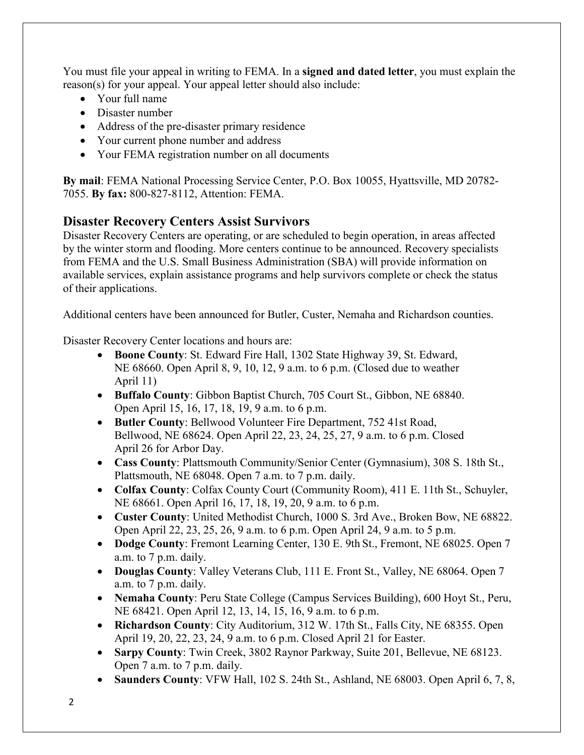You must file your appeal in writing to FEMA. In a **signed and dated letter**, you must explain the reason(s) for your appeal. Your appeal letter should also include:

- Your full name
- Disaster number
- Address of the pre-disaster primary residence
- Your current phone number and address
- Your FEMA registration number on all documents

**By mail**: FEMA National Processing Service Center, P.O. Box 10055, Hyattsville, MD 20782-7055. **By fax:** 800-827-8112, Attention: FEMA.

## Disaster Recovery Centers Assist Survivors

Disaster Recovery Centers are operating, or are scheduled to begin operation, in areas affected by the winter storm and flooding. More centers continue to be announced. Recovery specialists from FEMA and the U.S. Small Business Administration (SBA) will provide information on available services, explain assistance programs and help survivors complete or check the status of their applications.

Additional centers have been announced for Butler, Custer, Nemaha and Richardson counties.

Disaster Recovery Center locations and hours are:

- **Boone County**: St. Edward Fire Hall, 1302 State Highway 39, St. Edward, NE 68660. Open April 8, 9, 10, 12, 9 a.m. to 6 p.m. (Closed due to weather April 11)
- **Buffalo County**: Gibbon Baptist Church, 705 Court St., Gibbon, NE 68840. Open April 15, 16, 17, 18, 19, 9 a.m. to 6 p.m.
- **Butler County**: Bellwood Volunteer Fire Department, 752 41st Road, Bellwood, NE 68624. Open April 22, 23, 24, 25, 27, 9 a.m. to 6 p.m. Closed April 26 for Arbor Day.
- **Cass County**: Plattsmouth Community/Senior Center (Gymnasium), 308 S. 18th St., Plattsmouth, NE 68048. Open 7 a.m. to 7 p.m. daily.
- **Colfax County**: Colfax County Court (Community Room), 411 E. 11th St., Schuyler, NE 68661. Open April 16, 17, 18, 19, 20, 9 a.m. to 6 p.m.
- **Custer County**: United Methodist Church, 1000 S. 3rd Ave., Broken Bow, NE 68822. Open April 22, 23, 25, 26, 9 a.m. to 6 p.m. Open April 24, 9 a.m. to 5 p.m.
- **Dodge County**: Fremont Learning Center, 130 E. 9th St., Fremont, NE 68025. Open 7 a.m. to 7 p.m. daily.
- **Douglas County**: Valley Veterans Club, 111 E. Front St., Valley, NE 68064. Open 7 a.m. to 7 p.m. daily.
- **Nemaha County**: Peru State College (Campus Services Building), 600 Hoyt St., Peru, NE 68421. Open April 12, 13, 14, 15, 16, 9 a.m. to 6 p.m.
- **Richardson County**: City Auditorium, 312 W. 17th St., Falls City, NE 68355. Open April 19, 20, 22, 23, 24, 9 a.m. to 6 p.m. Closed April 21 for Easter.
- **Sarpy County**: Twin Creek, 3802 Raynor Parkway, Suite 201, Bellevue, NE 68123. Open 7 a.m. to 7 p.m. daily.
- **Saunders County**: VFW Hall, 102 S. 24th St., Ashland, NE 68003. Open April 6, 7, 8,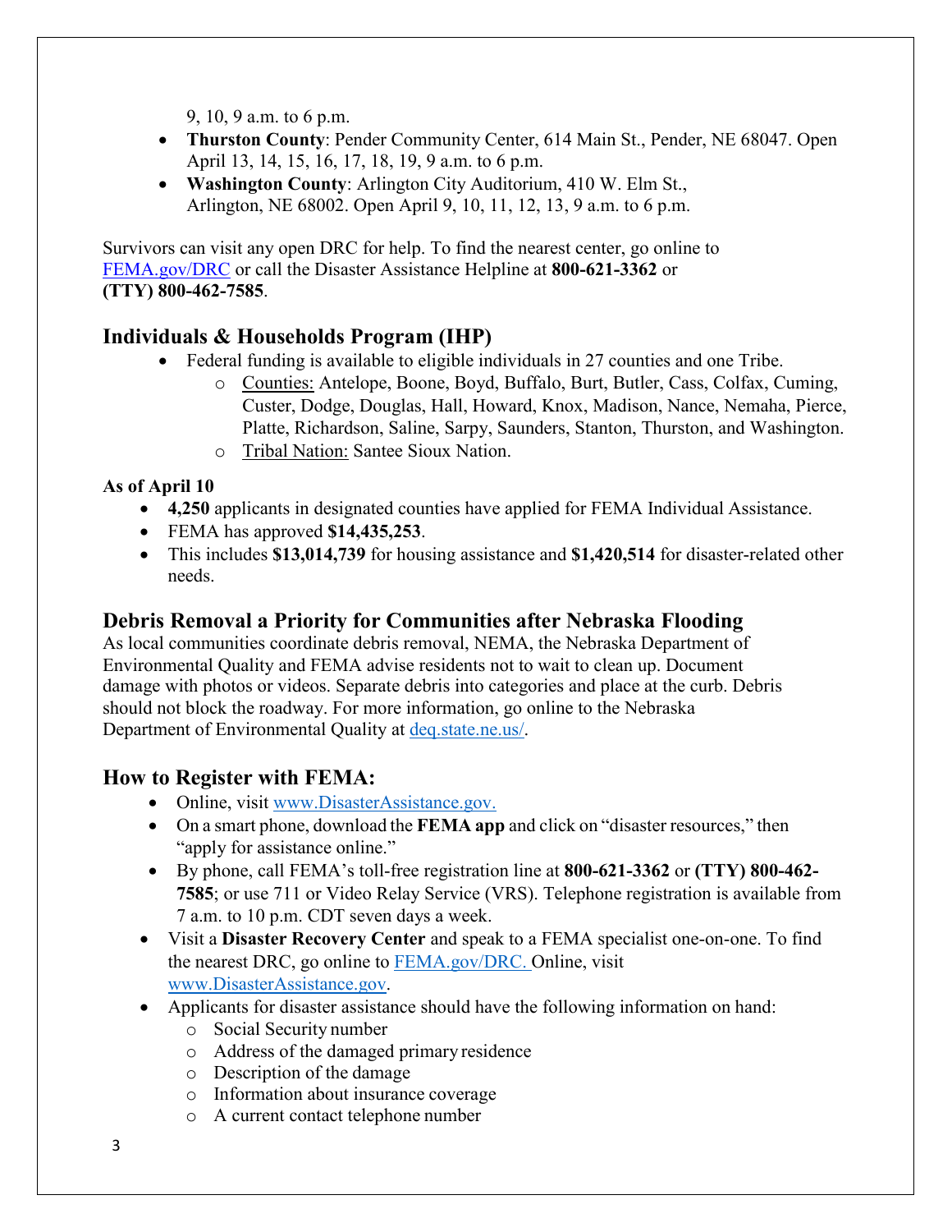9, 10, 9 a.m. to 6 p.m.

- **Thurston County**: Pender Community Center, 614 Main St., Pender, NE 68047. Open April 13, 14, 15, 16, 17, 18, 19, 9 a.m. to 6 p.m.
- **Washington County**: Arlington City Auditorium, 410 W. Elm St., Arlington, NE 68002. Open April 9, 10, 11, 12, 13, 9 a.m. to 6 p.m.

Survivors can visit any open DRC for help. To find the nearest center, go online to [FEMA.gov/DRC](FEMA.gov/DRC) or call the Disaster Assistance Helpline at **800-621-3362** or **(TTY) 800-462-7585**.

## Individuals & Households Program (IHP)

- Federal funding is available to eligible individuals in 27 counties and one Tribe.
  - Counties: Antelope, Boone, Boyd, Buffalo, Burt, Butler, Cass, Colfax, Cuming, Custer, Dodge, Douglas, Hall, Howard, Knox, Madison, Nance, Nemaha, Pierce, Platte, Richardson, Saline, Sarpy, Saunders, Stanton, Thurston, and Washington.
  - Tribal Nation: Santee Sioux Nation.

**As of April 10**

- **4,250** applicants in designated counties have applied for FEMA Individual Assistance.
- FEMA has approved **$14,435,253**.
- This includes **$13,014,739** for housing assistance and **$1,420,514** for disaster-related other needs.

## Debris Removal a Priority for Communities after Nebraska Flooding

As local communities coordinate debris removal, NEMA, the Nebraska Department of Environmental Quality and FEMA advise residents not to wait to clean up. Document damage with photos or videos. Separate debris into categories and place at the curb. Debris should not block the roadway. For more information, go online to the Nebraska Department of Environmental Quality at [deq.state.ne.us/](deq.state.ne.us/).

## How to Register with FEMA:

- Online, visit [www.DisasterAssistance.gov.](www.DisasterAssistance.gov)
- On a smart phone, download the **FEMA app** and click on "disaster resources," then "apply for assistance online."
- By phone, call FEMA's toll-free registration line at **800-621-3362** or **(TTY) 800-462-7585**; or use 711 or Video Relay Service (VRS). Telephone registration is available from 7 a.m. to 10 p.m. CDT seven days a week.
- Visit a **Disaster Recovery Center** and speak to a FEMA specialist one-on-one. To find the nearest DRC, go online to [FEMA.gov/DRC.](FEMA.gov/DRC) Online, visit [www.DisasterAssistance.gov](www.DisasterAssistance.gov).
- Applicants for disaster assistance should have the following information on hand:
  - Social Security number
  - Address of the damaged primary residence
  - Description of the damage
  - Information about insurance coverage
  - A current contact telephone number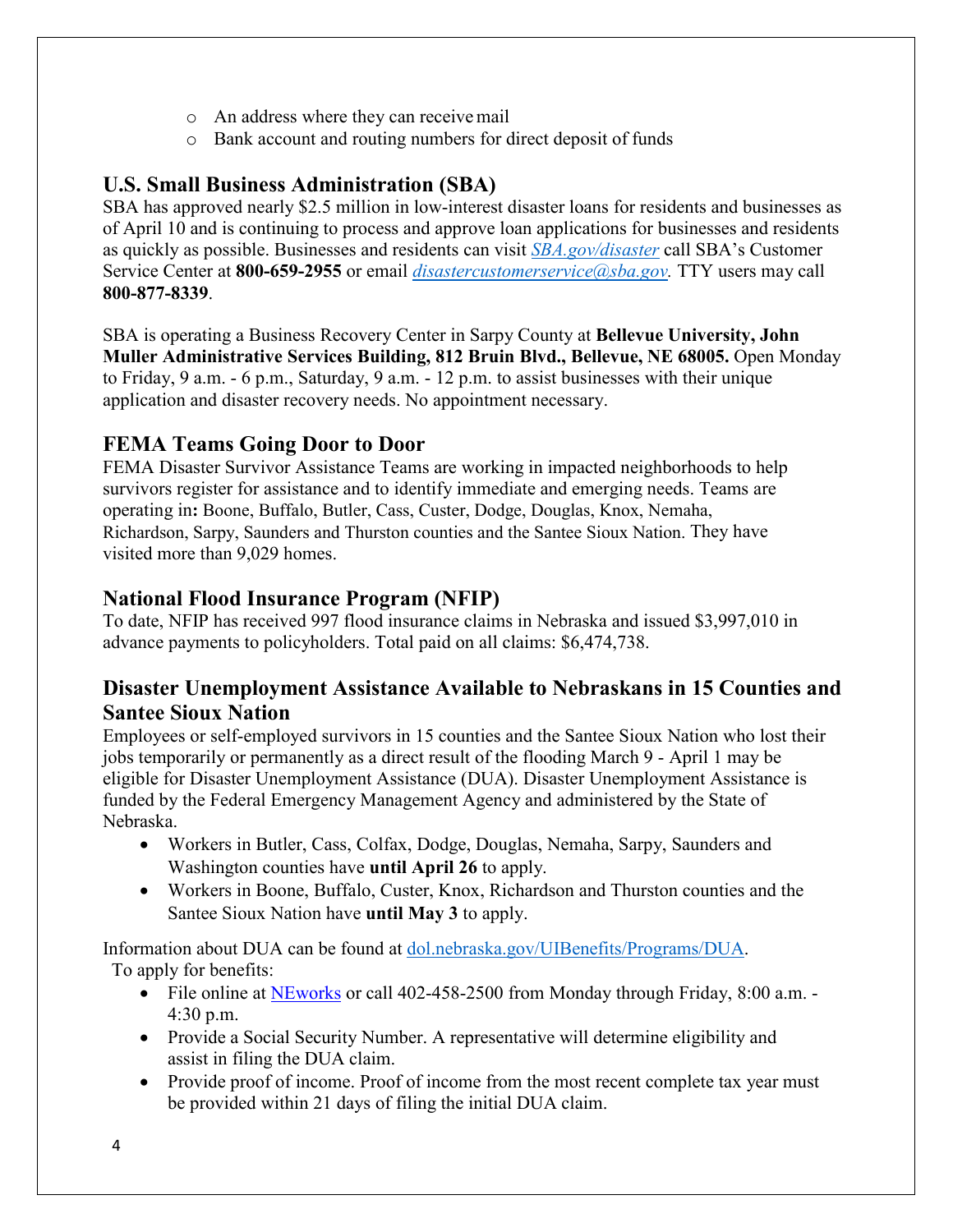- An address where they can receive mail
- Bank account and routing numbers for direct deposit of funds

## U.S. Small Business Administration (SBA)

SBA has approved nearly $2.5 million in low-interest disaster loans for residents and businesses as of April 10 and is continuing to process and approve loan applications for businesses and residents as quickly as possible. Businesses and residents can visit *[SBA.gov/disaster](https://SBA.gov/disaster)* call SBA's Customer Service Center at **800-659-2955** or email *[disastercustomerservice@sba.gov](mailto:disastercustomerservice@sba.gov).* TTY users may call **800-877-8339**.

SBA is operating a Business Recovery Center in Sarpy County at **Bellevue University, John Muller Administrative Services Building, 812 Bruin Blvd., Bellevue, NE 68005.** Open Monday to Friday, 9 a.m. - 6 p.m., Saturday, 9 a.m. - 12 p.m. to assist businesses with their unique application and disaster recovery needs. No appointment necessary.

## FEMA Teams Going Door to Door

FEMA Disaster Survivor Assistance Teams are working in impacted neighborhoods to help survivors register for assistance and to identify immediate and emerging needs. Teams are operating in**:** Boone, Buffalo, Butler, Cass, Custer, Dodge, Douglas, Knox, Nemaha, Richardson, Sarpy, Saunders and Thurston counties and the Santee Sioux Nation. They have visited more than 9,029 homes.

## National Flood Insurance Program (NFIP)

To date, NFIP has received 997 flood insurance claims in Nebraska and issued $3,997,010 in advance payments to policyholders. Total paid on all claims: $6,474,738.

## Disaster Unemployment Assistance Available to Nebraskans in 15 Counties and Santee Sioux Nation

Employees or self-employed survivors in 15 counties and the Santee Sioux Nation who lost their jobs temporarily or permanently as a direct result of the flooding March 9 - April 1 may be eligible for Disaster Unemployment Assistance (DUA). Disaster Unemployment Assistance is funded by the Federal Emergency Management Agency and administered by the State of Nebraska.

- Workers in Butler, Cass, Colfax, Dodge, Douglas, Nemaha, Sarpy, Saunders and Washington counties have **until April 26** to apply.
- Workers in Boone, Buffalo, Custer, Knox, Richardson and Thurston counties and the Santee Sioux Nation have **until May 3** to apply.

Information about DUA can be found at [dol.nebraska.gov/UIBenefits/Programs/DUA](https://dol.nebraska.gov/UIBenefits/Programs/DUA).

To apply for benefits:

- File online at [NEworks](https://neworks.nebraska.gov) or call 402-458-2500 from Monday through Friday, 8:00 a.m. - 4:30 p.m.
- Provide a Social Security Number. A representative will determine eligibility and assist in filing the DUA claim.
- Provide proof of income. Proof of income from the most recent complete tax year must be provided within 21 days of filing the initial DUA claim.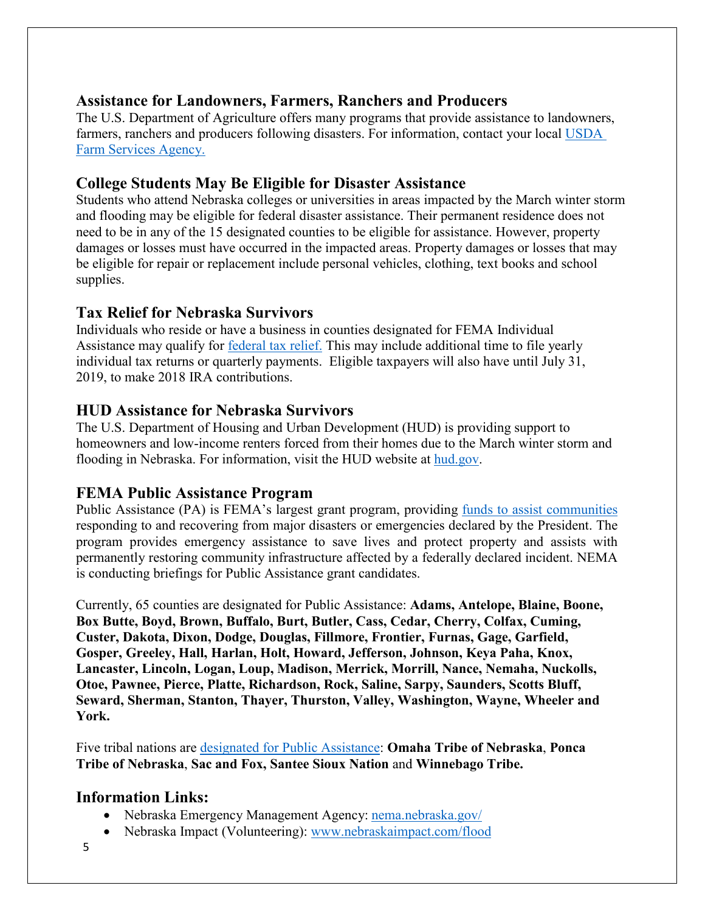## Assistance for Landowners, Farmers, Ranchers and Producers

The U.S. Department of Agriculture offers many programs that provide assistance to landowners, farmers, ranchers and producers following disasters. For information, contact your local USDA Farm Services Agency.

## College Students May Be Eligible for Disaster Assistance

Students who attend Nebraska colleges or universities in areas impacted by the March winter storm and flooding may be eligible for federal disaster assistance. Their permanent residence does not need to be in any of the 15 designated counties to be eligible for assistance. However, property damages or losses must have occurred in the impacted areas. Property damages or losses that may be eligible for repair or replacement include personal vehicles, clothing, text books and school supplies.

## Tax Relief for Nebraska Survivors

Individuals who reside or have a business in counties designated for FEMA Individual Assistance may qualify for federal tax relief. This may include additional time to file yearly individual tax returns or quarterly payments. Eligible taxpayers will also have until July 31, 2019, to make 2018 IRA contributions.

## HUD Assistance for Nebraska Survivors

The U.S. Department of Housing and Urban Development (HUD) is providing support to homeowners and low-income renters forced from their homes due to the March winter storm and flooding in Nebraska. For information, visit the HUD website at hud.gov.

## FEMA Public Assistance Program

Public Assistance (PA) is FEMA's largest grant program, providing funds to assist communities responding to and recovering from major disasters or emergencies declared by the President. The program provides emergency assistance to save lives and protect property and assists with permanently restoring community infrastructure affected by a federally declared incident. NEMA is conducting briefings for Public Assistance grant candidates.

Currently, 65 counties are designated for Public Assistance: **Adams, Antelope, Blaine, Boone, Box Butte, Boyd, Brown, Buffalo, Burt, Butler, Cass, Cedar, Cherry, Colfax, Cuming, Custer, Dakota, Dixon, Dodge, Douglas, Fillmore, Frontier, Furnas, Gage, Garfield, Gosper, Greeley, Hall, Harlan, Holt, Howard, Jefferson, Johnson, Keya Paha, Knox, Lancaster, Lincoln, Logan, Loup, Madison, Merrick, Morrill, Nance, Nemaha, Nuckolls, Otoe, Pawnee, Pierce, Platte, Richardson, Rock, Saline, Sarpy, Saunders, Scotts Bluff, Seward, Sherman, Stanton, Thayer, Thurston, Valley, Washington, Wayne, Wheeler and York.**

Five tribal nations are designated for Public Assistance: **Omaha Tribe of Nebraska**, **Ponca Tribe of Nebraska**, **Sac and Fox, Santee Sioux Nation** and **Winnebago Tribe.**

## Information Links:

- Nebraska Emergency Management Agency: nema.nebraska.gov/
- Nebraska Impact (Volunteering): www.nebraskaimpact.com/flood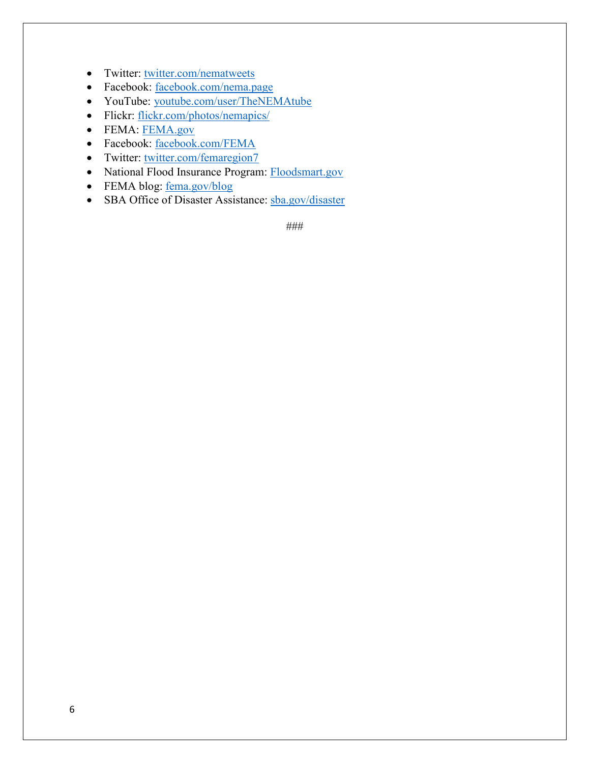- Twitter: twitter.com/nematweets
- Facebook: facebook.com/nema.page
- YouTube: youtube.com/user/TheNEMAtube
- Flickr: flickr.com/photos/nemapics/
- FEMA: FEMA.gov
- Facebook: facebook.com/FEMA
- Twitter: twitter.com/femaregion7
- National Flood Insurance Program: Floodsmart.gov
- FEMA blog: fema.gov/blog
- SBA Office of Disaster Assistance: sba.gov/disaster

###